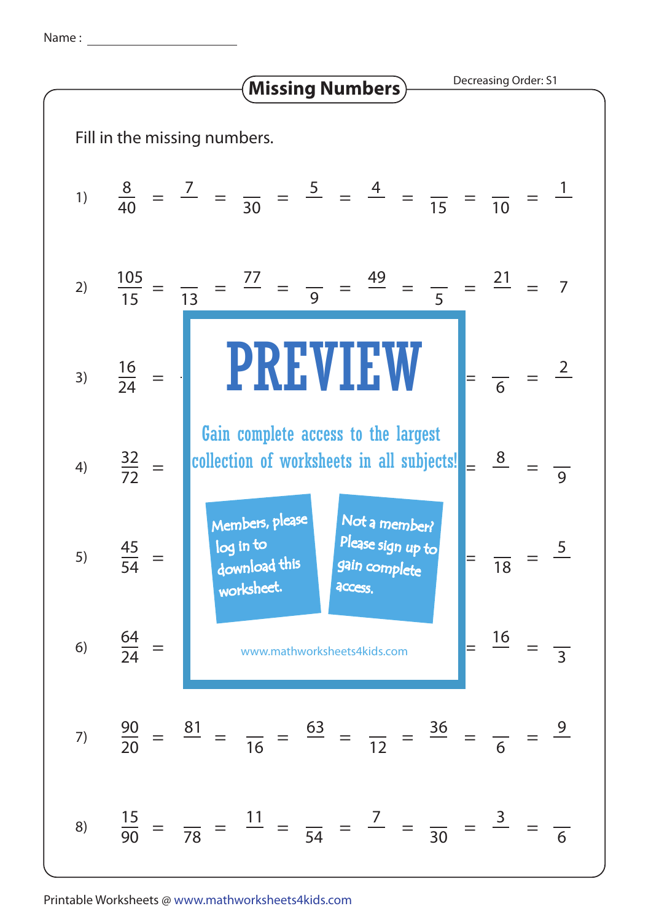Name : ______________________

# Missing Numbers

Decreasing Order: S1

Fill in the missing numbers.

1) $\frac{8}{40} = \frac{7}{\phantom{00}} = \frac{\phantom{00}}{30} = \frac{5}{\phantom{00}} = \frac{4}{\phantom{00}} = \frac{\phantom{00}}{15} = \frac{\phantom{00}}{10} = \frac{1}{\phantom{00}}$

2) $\frac{105}{15} = \frac{\phantom{00}}{13} = \frac{77}{\phantom{00}} = \frac{\phantom{00}}{9} = \frac{49}{\phantom{00}} = \frac{\phantom{00}}{5} = \frac{21}{\phantom{00}} = 7$

3) $\frac{16}{24} = \ldots = \frac{\phantom{00}}{6} = \frac{2}{\phantom{00}}$

4) $\frac{32}{72} = \ldots = \frac{8}{\phantom{00}} = \frac{\phantom{00}}{9}$

5) $\frac{45}{54} = \ldots = \frac{\phantom{00}}{18} = \frac{5}{\phantom{00}}$

6) $\frac{64}{24} = \ldots = \frac{16}{\phantom{00}} = \frac{\phantom{00}}{3}$

PREVIEW

Gain complete access to the largest collection of worksheets in all subjects!

Members, please log in to download this worksheet.

Not a member? Please sign up to gain complete access.

www.mathworksheets4kids.com

7) $\frac{90}{20} = \frac{81}{\phantom{00}} = \frac{\phantom{00}}{16} = \frac{63}{\phantom{00}} = \frac{\phantom{00}}{12} = \frac{36}{\phantom{00}} = \frac{\phantom{00}}{6} = \frac{9}{\phantom{00}}$

8) $\frac{15}{90} = \frac{\phantom{00}}{78} = \frac{11}{\phantom{00}} = \frac{\phantom{00}}{54} = \frac{7}{\phantom{00}} = \frac{\phantom{00}}{30} = \frac{3}{\phantom{00}} = \frac{\phantom{00}}{6}$

Printable Worksheets @ www.mathworksheets4kids.com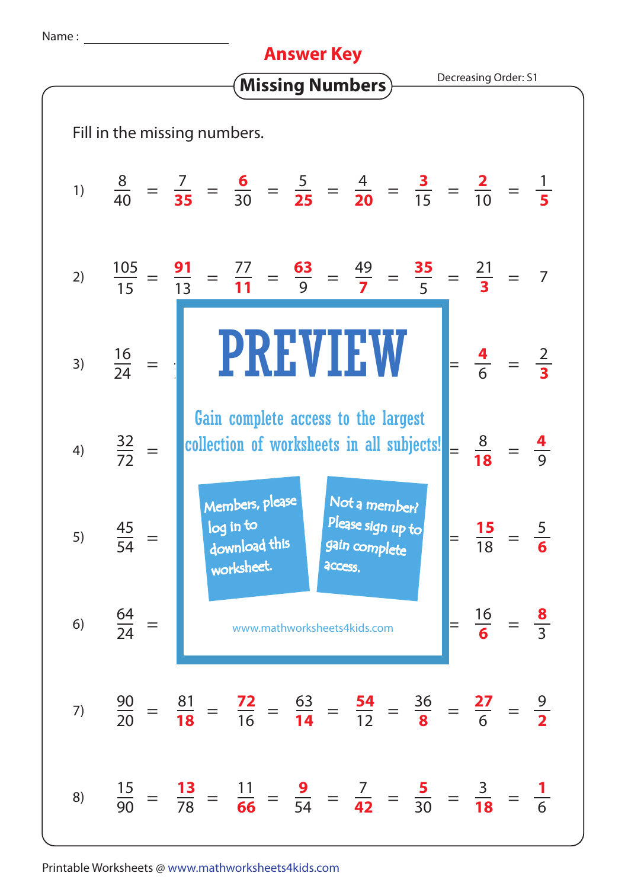Name : ____________________

# Answer Key

## Missing Numbers

Decreasing Order: S1

Fill in the missing numbers.

1) $\frac{8}{40} = \frac{7}{\mathbf{35}} = \frac{\mathbf{6}}{30} = \frac{5}{\mathbf{25}} = \frac{4}{\mathbf{20}} = \frac{\mathbf{3}}{15} = \frac{\mathbf{2}}{10} = \frac{1}{\mathbf{5}}$

2) $\frac{105}{15} = \frac{\mathbf{91}}{13} = \frac{77}{\mathbf{11}} = \frac{\mathbf{63}}{9} = \frac{49}{\mathbf{7}} = \frac{\mathbf{35}}{5} = \frac{21}{\mathbf{3}} = 7$

3) $\frac{16}{24} =$ ... $= \frac{\mathbf{4}}{6} = \frac{2}{\mathbf{3}}$

4) $\frac{32}{72} =$ ... $= \frac{8}{\mathbf{18}} = \frac{\mathbf{4}}{9}$

5) $\frac{45}{54} =$ ... $= \frac{\mathbf{15}}{18} = \frac{5}{\mathbf{6}}$

6) $\frac{64}{24} =$ ... $= \frac{16}{\mathbf{6}} = \frac{\mathbf{8}}{3}$

7) $\frac{90}{20} = \frac{81}{\mathbf{18}} = \frac{\mathbf{72}}{16} = \frac{63}{\mathbf{14}} = \frac{\mathbf{54}}{12} = \frac{36}{\mathbf{8}} = \frac{\mathbf{27}}{6} = \frac{9}{\mathbf{2}}$

8) $\frac{15}{90} = \frac{\mathbf{13}}{78} = \frac{11}{\mathbf{66}} = \frac{\mathbf{9}}{54} = \frac{7}{\mathbf{42}} = \frac{\mathbf{5}}{30} = \frac{3}{\mathbf{18}} = \frac{\mathbf{1}}{6}$

PREVIEW

Gain complete access to the largest collection of worksheets in all subjects!

Members, please log in to download this worksheet.

Not a member? Please sign up to gain complete access.

www.mathworksheets4kids.com

Printable Worksheets @ www.mathworksheets4kids.com